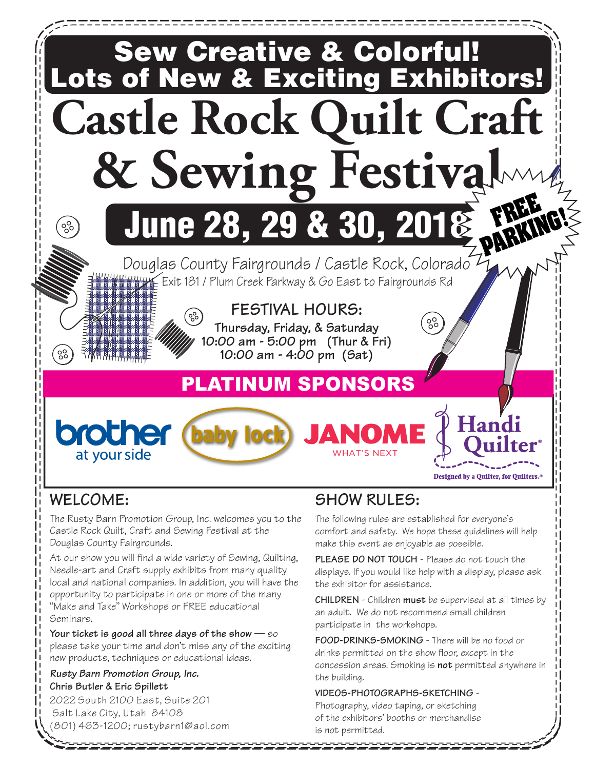**Sew Creative & Colorful!**
**Lots of New & Exciting Exhibitors!**

# Castle Rock Quilt Craft & Sewing Festival

## June 28, 29 & 30, 2018

**FREE PARKING!**

Douglas County Fairgrounds / Castle Rock, Colorado

Exit 181 / Plum Creek Parkway & Go East to Fairgrounds Rd

### FESTIVAL HOURS:

**Thursday, Friday, & Saturday**
**10:00 am - 5:00 pm (Thur & Fri)**
**10:00 am - 4:00 pm (Sat)**

## PLATINUM SPONSORS

brother at your side | baby lock | JANOME WHAT'S NEXT | Handi Quilter® Designed by a Quilter, for Quilters.®

## WELCOME:

The Rusty Barn Promotion Group, Inc. welcomes you to the Castle Rock Quilt, Craft and Sewing Festival at the Douglas County Fairgrounds.

At our show you will find a wide variety of Sewing, Quilting, Needle-art and Craft supply exhibits from many quality local and national companies. In addition, you will have the opportunity to participate in one or more of the many "Make and Take" Workshops or FREE educational Seminars.

**Your ticket is good all three days of the show** — so please take your time and don't miss any of the exciting new products, techniques or educational ideas.

***Rusty Barn Promotion Group, Inc.***
**Chris Butler & Eric Spillett**
2022 South 2100 East, Suite 201
Salt Lake City, Utah 84108
(801) 463-1200; rustybarn1@aol.com

## SHOW RULES:

The following rules are established for everyone's comfort and safety. We hope these guidelines will help make this event as enjoyable as possible.

**PLEASE DO NOT TOUCH** - Please do not touch the displays. If you would like help with a display, please ask the exhibitor for assistance.

**CHILDREN** - Children **must** be supervised at all times by an adult. We do not recommend small children participate in the workshops.

**FOOD-DRINKS-SMOKING** - There will be no food or drinks permitted on the show floor, except in the concession areas. Smoking is **not** permitted anywhere in the building.

**VIDEOS-PHOTOGRAPHS-SKETCHING** - Photography, video taping, or sketching of the exhibitors' booths or merchandise is not permitted.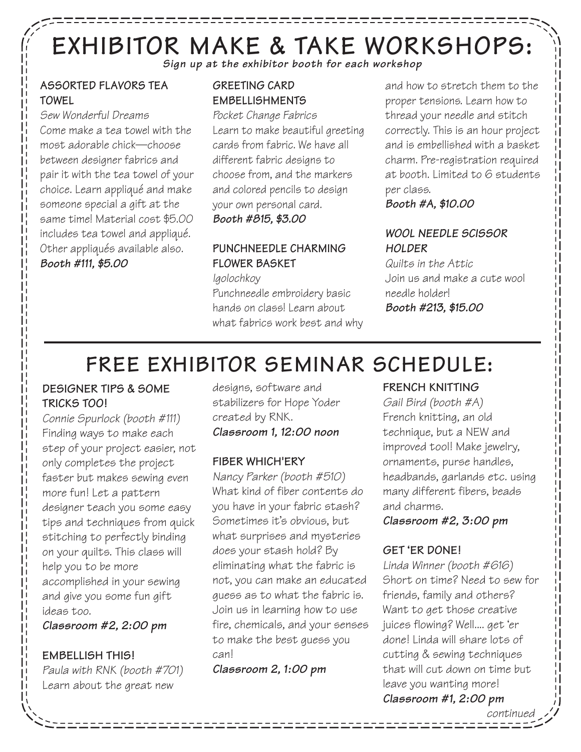# EXHIBITOR MAKE & TAKE WORKSHOPS:

***Sign up at the exhibitor booth for each workshop***

### ASSORTED FLAVORS TEA TOWEL

*Sew Wonderful Dreams*

Come make a tea towel with the most adorable chick—choose between designer fabrics and pair it with the tea towel of your choice. Learn appliqué and make someone special a gift at the same time! Material cost $5.00 includes tea towel and appliqué. Other appliqués available also.

***Booth #111, $5.00***

### GREETING CARD EMBELLISHMENTS

*Pocket Change Fabrics*

Learn to make beautiful greeting cards from fabric. We have all different fabric designs to choose from, and the markers and colored pencils to design your own personal card.

***Booth #815, $3.00***

### PUNCHNEEDLE CHARMING FLOWER BASKET

*Igolochkoy*

Punchneedle embroidery basic hands on class! Learn about what fabrics work best and why and how to stretch them to the proper tensions. Learn how to thread your needle and stitch correctly. This is an hour project and is embellished with a basket charm. Pre-registration required at booth. Limited to 6 students per class.

***Booth #A, $10.00***

### WOOL NEEDLE SCISSOR HOLDER

*Quilts in the Attic*

Join us and make a cute wool needle holder!

***Booth #213, $15.00***

# FREE EXHIBITOR SEMINAR SCHEDULE:

### DESIGNER TIPS & SOME TRICKS TOO!

*Connie Spurlock (booth #111)*

Finding ways to make each step of your project easier, not only completes the project faster but makes sewing even more fun! Let a pattern designer teach you some easy tips and techniques from quick stitching to perfectly binding on your quilts. This class will help you to be more accomplished in your sewing and give you some fun gift ideas too.

***Classroom #2, 2:00 pm***

### EMBELLISH THIS!

*Paula with RNK (booth #701)*

Learn about the great new designs, software and stabilizers for Hope Yoder created by RNK.

***Classroom 1, 12:00 noon***

### FIBER WHICH'ERY

*Nancy Parker (booth #510)*

What kind of fiber contents do you have in your fabric stash? Sometimes it's obvious, but what surprises and mysteries does your stash hold? By eliminating what the fabric is not, you can make an educated guess as to what the fabric is. Join us in learning how to use fire, chemicals, and your senses to make the best guess you can!

***Classroom 2, 1:00 pm***

### FRENCH KNITTING

*Gail Bird (booth #A)*

French knitting, an old technique, but a NEW and improved tool! Make jewelry, ornaments, purse handles, headbands, garlands etc. using many different fibers, beads and charms.

***Classroom #2, 3:00 pm***

### GET 'ER DONE!

*Linda Winner (booth #616)*

Short on time? Need to sew for friends, family and others? Want to get those creative juices flowing? Well.... get 'er done! Linda will share lots of cutting & sewing techniques that will cut down on time but leave you wanting more!

***Classroom #1, 2:00 pm***

*continued*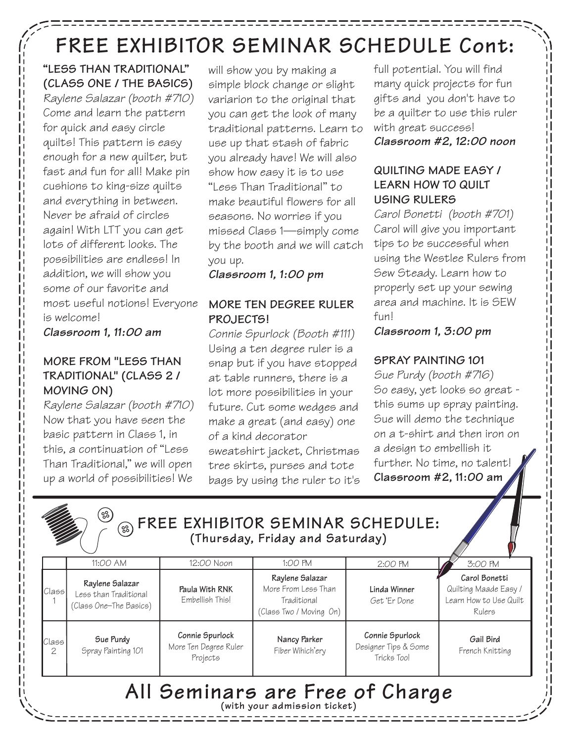# FREE EXHIBITOR SEMINAR SCHEDULE Cont:

### "LESS THAN TRADITIONAL" (CLASS ONE / THE BASICS)

*Raylene Salazar (booth #710)*

Come and learn the pattern for quick and easy circle quilts! This pattern is easy enough for a new quilter, but fast and fun for all! Make pin cushions to king-size quilts and everything in between. Never be afraid of circles again! With LTT you can get lots of different looks. The possibilities are endless! In addition, we will show you some of our favorite and most useful notions! Everyone is welcome!

***Classroom 1, 11:00 am***

### MORE FROM "LESS THAN TRADITIONAL" (CLASS 2 / MOVING ON)

*Raylene Salazar (booth #710)*

Now that you have seen the basic pattern in Class 1, in this, a continuation of "Less Than Traditional," we will open up a world of possibilities! We will show you by making a simple block change or slight variarion to the original that you can get the look of many traditional patterns. Learn to use up that stash of fabric you already have! We will also show how easy it is to use "Less Than Traditional" to make beautiful flowers for all seasons. No worries if you missed Class 1—simply come by the booth and we will catch you up.

***Classroom 1, 1:00 pm***

### MORE TEN DEGREE RULER PROJECTS!

*Connie Spurlock (Booth #111)*

Using a ten degree ruler is a snap but if you have stopped at table runners, there is a lot more possibilities in your future. Cut some wedges and make a great (and easy) one of a kind decorator sweatshirt jacket, Christmas tree skirts, purses and tote bags by using the ruler to it's full potential. You will find many quick projects for fun gifts and you don't have to be a quilter to use this ruler with great success!

***Classroom #2, 12:00 noon***

### QUILTING MADE EASY / LEARN HOW TO QUILT USING RULERS

*Carol Bonetti (booth #701)*

Carol will give you important tips to be successful when using the Westlee Rulers from Sew Steady. Learn how to properly set up your sewing area and machine. It is SEW fun!

***Classroom 1, 3:00 pm***

### SPRAY PAINTING 101

*Sue Purdy (booth #716)*

So easy, yet looks so great - this sums up spray painting. Sue will demo the technique on a t-shirt and then iron on a design to embellish it further. No time, no talent!

**Classroom #2, 11:00 am**

## FREE EXHIBITOR SEMINAR SCHEDULE:

**(Thursday, Friday and Saturday)**

| | 11:00 AM | 12:00 Noon | 1:00 PM | 2:00 PM | 3:00 PM |
|---|---|---|---|---|---|
| Class 1 | **Raylene Salazar** Less than Traditional (Class One–The Basics) | **Paula With RNK** Embellish This! | **Raylene Salazar** More From Less Than Traditional (Class Two / Moving On) | **Linda Winner** Get 'Er Done | **Carol Bonetti** Quilting Maade Easy / Learn How to Use Quilt Rulers |
| Class 2 | **Sue Purdy** Spray Painting 101 | **Connie Spurlock** More Ten Degree Ruler Projects | **Nancy Parker** Fiber Wihich'ery | **Connie Spurlock** Designer Tips & Some Tricks Too! | **Gail Bird** French Knitting |

# All Seminars are Free of Charge

**(with your admission ticket)**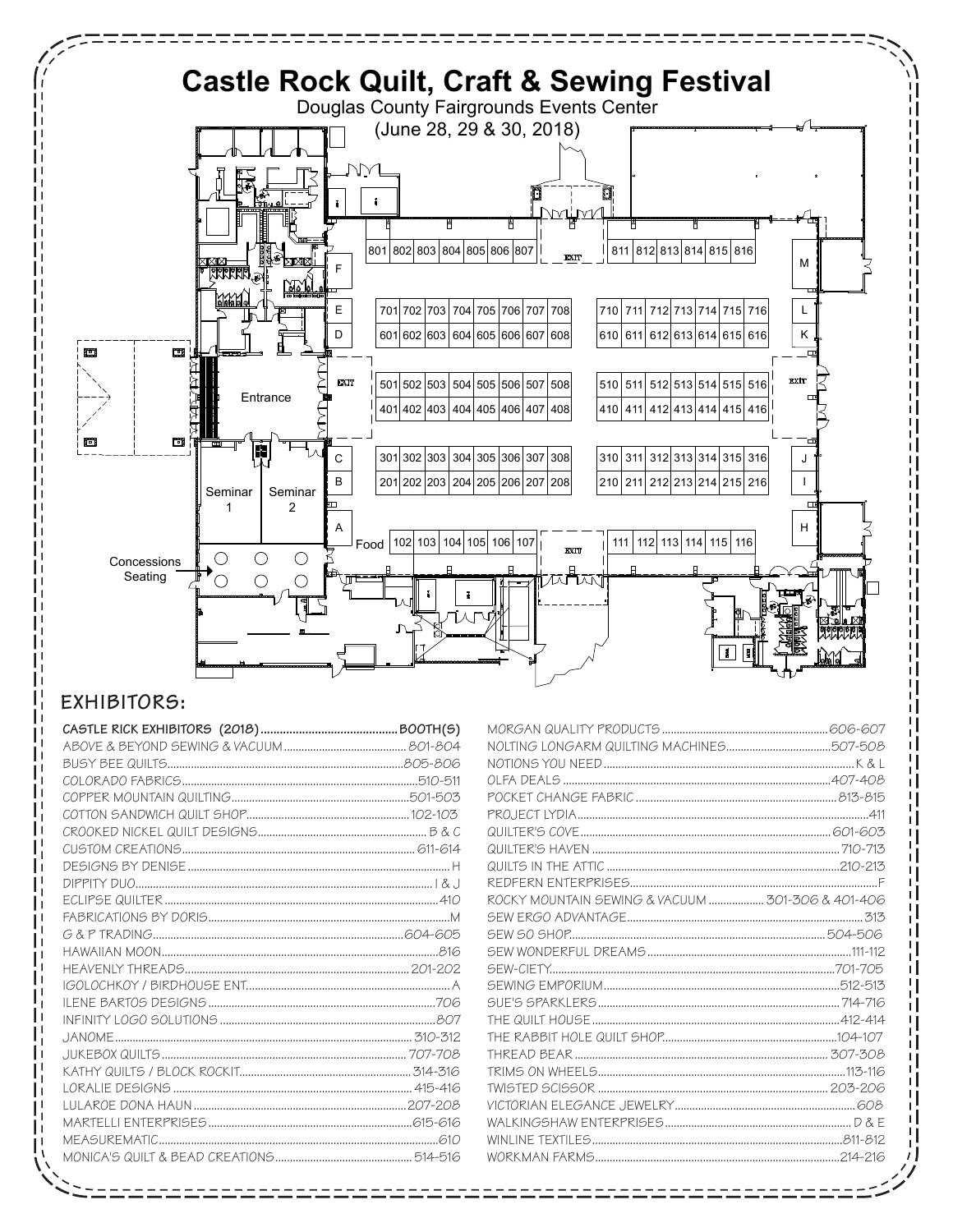# Castle Rock Quilt, Craft & Sewing Festival

Douglas County Fairgrounds Events Center

(June 28, 29 & 30, 2018)

Entrance

Seminar 1

Seminar 2

Concessions Seating

Food

EXIT

801 802 803 804 805 806 807

811 812 813 814 815 816

701 702 703 704 705 706 707 708

710 711 712 713 714 715 716

601 602 603 604 605 606 607 608

610 611 612 613 614 615 616

501 502 503 504 505 506 507 508

510 511 512 513 514 515 516

401 402 403 404 405 406 407 408

410 411 412 413 414 415 416

301 302 303 304 305 306 307 308

310 311 312 313 314 315 316

201 202 203 204 205 206 207 208

210 211 212 213 214 215 216

102 103 104 105 106 107

111 112 113 114 115 116

A B C D E F

H I J K L M

## EXHIBITORS:

| CASTLE RICK EXHIBITORS (2018) | BOOTH(S) |
|---|---|
| ABOVE & BEYOND SEWING & VACUUM | 801-804 |
| BUSY BEE QUILTS | 805-806 |
| COLORADO FABRICS | 510-511 |
| COPPER MOUNTAIN QUILTING | 501-503 |
| COTTON SANDWICH QUILT SHOP | 102-103 |
| CROOKED NICKEL QUILT DESIGNS | B & C |
| CUSTOM CREATIONS | 611-614 |
| DESIGNS BY DENISE | H |
| DIPPITY DUO | I & J |
| ECLIPSE QUILTER | 410 |
| FABRICATIONS BY DORIS | M |
| G & P TRADING | 604-605 |
| HAWAIIAN MOON | 816 |
| HEAVENLY THREADS | 201-202 |
| IGOLOCHKOY / BIRDHOUSE ENT. | A |
| ILENE BARTOS DESIGNS | 706 |
| INFINITY LOGO SOLUTIONS | 807 |
| JANOME | 310-312 |
| JUKEBOX QUILTS | 707-708 |
| KATHY QUILTS / BLOCK ROCKIT | 314-316 |
| LORALIE DESIGNS | 415-416 |
| LULAROE DONA HAUN | 207-208 |
| MARTELLI ENTERPRISES | 615-616 |
| MEASUREMATIC | 610 |
| MONICA'S QUILT & BEAD CREATIONS | 514-516 |
| MORGAN QUALITY PRODUCTS | 606-607 |
| NOLTING LONGARM QUILTING MACHINES | 507-508 |
| NOTIONS YOU NEED | K & L |
| OLFA DEALS | 407-408 |
| POCKET CHANGE FABRIC | 813-815 |
| PROJECT LYDIA | 411 |
| QUILTER'S COVE | 601-603 |
| QUILTER'S HAVEN | 710-713 |
| QUILTS IN THE ATTIC | 210-213 |
| REDFERN ENTERPRISES | F |
| ROCKY MOUNTAIN SEWING & VACUUM | 301-306 & 401-406 |
| SEW ERGO ADVANTAGE | 313 |
| SEW SO SHOP | 504-506 |
| SEW WONDERFUL DREAMS | 111-112 |
| SEW-CIETY | 701-705 |
| SEWING EMPORIUM | 512-513 |
| SUE'S SPARKLERS | 714-716 |
| THE QUILT HOUSE | 412-414 |
| THE RABBIT HOLE QUILT SHOP | 104-107 |
| THREAD BEAR | 307-308 |
| TRIMS ON WHEELS | 113-116 |
| TWISTED SCISSOR | 203-206 |
| VICTORIAN ELEGANCE JEWELRY | 608 |
| WALKINGSHAW ENTERPRISES | D & E |
| WINLINE TEXTILES | 811-812 |
| WORKMAN FARMS | 214-216 |